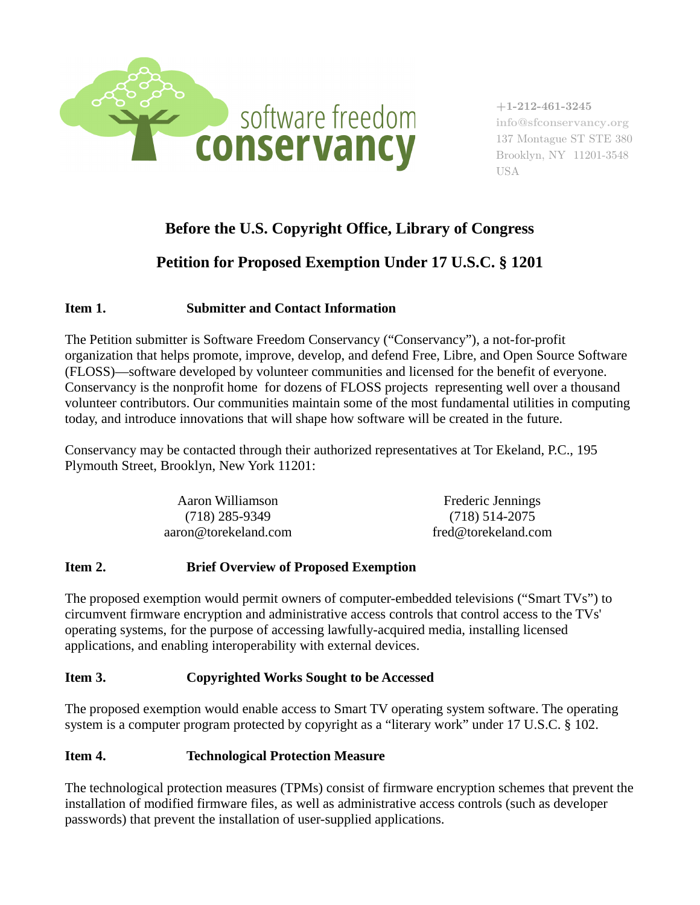software freedom conservancy

+1-212-461-3245
info@sfconservancy.org
137 Montague ST STE 380
Brooklyn, NY 11201-3548
USA

# Before the U.S. Copyright Office, Library of Congress

# Petition for Proposed Exemption Under 17 U.S.C. § 1201

## Item 1. Submitter and Contact Information

The Petition submitter is Software Freedom Conservancy ("Conservancy"), a not-for-profit organization that helps promote, improve, develop, and defend Free, Libre, and Open Source Software (FLOSS)—software developed by volunteer communities and licensed for the benefit of everyone. Conservancy is the nonprofit home for dozens of FLOSS projects representing well over a thousand volunteer contributors. Our communities maintain some of the most fundamental utilities in computing today, and introduce innovations that will shape how software will be created in the future.

Conservancy may be contacted through their authorized representatives at Tor Ekeland, P.C., 195 Plymouth Street, Brooklyn, New York 11201:

Aaron Williamson
(718) 285-9349
aaron@torekeland.com

Frederic Jennings
(718) 514-2075
fred@torekeland.com

## Item 2. Brief Overview of Proposed Exemption

The proposed exemption would permit owners of computer-embedded televisions ("Smart TVs") to circumvent firmware encryption and administrative access controls that control access to the TVs' operating systems, for the purpose of accessing lawfully-acquired media, installing licensed applications, and enabling interoperability with external devices.

## Item 3. Copyrighted Works Sought to be Accessed

The proposed exemption would enable access to Smart TV operating system software. The operating system is a computer program protected by copyright as a "literary work" under 17 U.S.C. § 102.

## Item 4. Technological Protection Measure

The technological protection measures (TPMs) consist of firmware encryption schemes that prevent the installation of modified firmware files, as well as administrative access controls (such as developer passwords) that prevent the installation of user-supplied applications.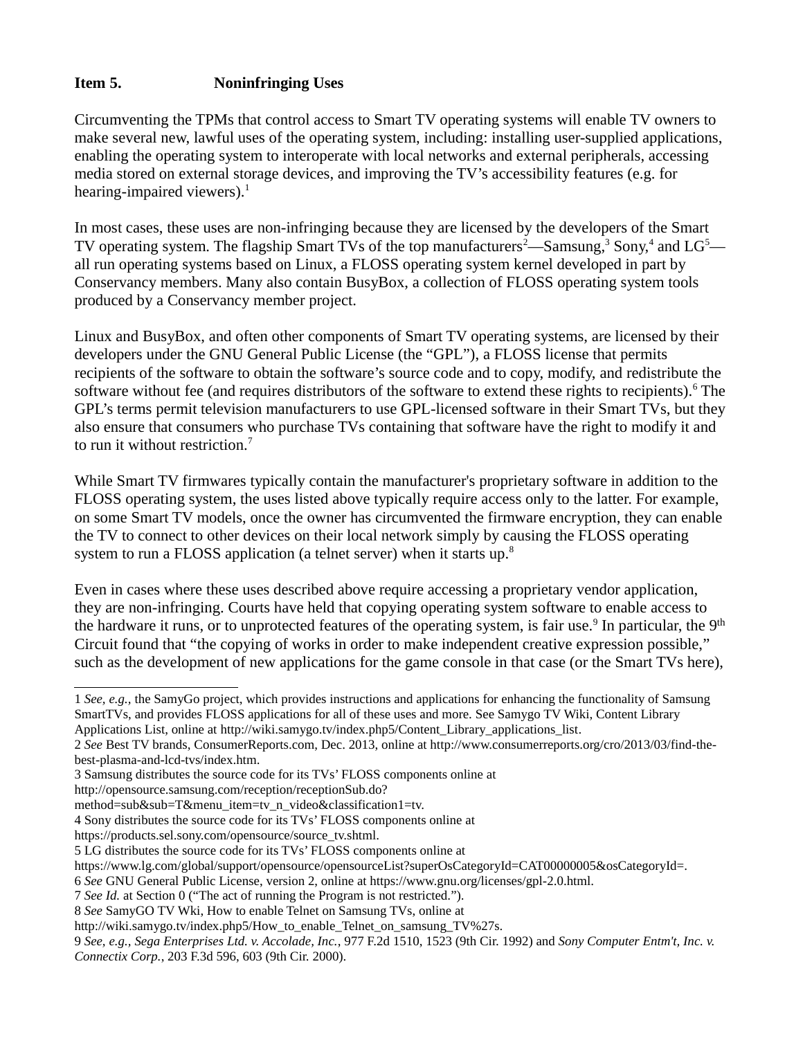**Item 5. Noninfringing Uses**

Circumventing the TPMs that control access to Smart TV operating systems will enable TV owners to make several new, lawful uses of the operating system, including: installing user-supplied applications, enabling the operating system to interoperate with local networks and external peripherals, accessing media stored on external storage devices, and improving the TV's accessibility features (e.g. for hearing-impaired viewers).[1]

In most cases, these uses are non-infringing because they are licensed by the developers of the Smart TV operating system. The flagship Smart TVs of the top manufacturers[2]—Samsung,[3] Sony,[4] and LG[5]—all run operating systems based on Linux, a FLOSS operating system kernel developed in part by Conservancy members. Many also contain BusyBox, a collection of FLOSS operating system tools produced by a Conservancy member project.

Linux and BusyBox, and often other components of Smart TV operating systems, are licensed by their developers under the GNU General Public License (the "GPL"), a FLOSS license that permits recipients of the software to obtain the software's source code and to copy, modify, and redistribute the software without fee (and requires distributors of the software to extend these rights to recipients).[6] The GPL's terms permit television manufacturers to use GPL-licensed software in their Smart TVs, but they also ensure that consumers who purchase TVs containing that software have the right to modify it and to run it without restriction.[7]

While Smart TV firmwares typically contain the manufacturer's proprietary software in addition to the FLOSS operating system, the uses listed above typically require access only to the latter. For example, on some Smart TV models, once the owner has circumvented the firmware encryption, they can enable the TV to connect to other devices on their local network simply by causing the FLOSS operating system to run a FLOSS application (a telnet server) when it starts up.[8]

Even in cases where these uses described above require accessing a proprietary vendor application, they are non-infringing. Courts have held that copying operating system software to enable access to the hardware it runs, or to unprotected features of the operating system, is fair use.[9] In particular, the 9th Circuit found that "the copying of works in order to make independent creative expression possible," such as the development of new applications for the game console in that case (or the Smart TVs here),

---

1 *See, e.g.*, the SamyGo project, which provides instructions and applications for enhancing the functionality of Samsung SmartTVs, and provides FLOSS applications for all of these uses and more. See Samygo TV Wiki, Content Library Applications List, online at http://wiki.samygo.tv/index.php5/Content_Library_applications_list.

2 *See* Best TV brands, ConsumerReports.com, Dec. 2013, online at http://www.consumerreports.org/cro/2013/03/find-the-best-plasma-and-lcd-tvs/index.htm.

3 Samsung distributes the source code for its TVs' FLOSS components online at http://opensource.samsung.com/reception/receptionSub.do?method=sub&sub=T&menu_item=tv_n_video&classification1=tv.

4 Sony distributes the source code for its TVs' FLOSS components online at https://products.sel.sony.com/opensource/source_tv.shtml.

5 LG distributes the source code for its TVs' FLOSS components online at https://www.lg.com/global/support/opensource/opensourceList?superOsCategoryId=CAT00000005&osCategoryId=.

6 *See* GNU General Public License, version 2, online at https://www.gnu.org/licenses/gpl-2.0.html.

7 *See Id.* at Section 0 ("The act of running the Program is not restricted.").

8 *See* SamyGO TV Wki, How to enable Telnet on Samsung TVs, online at http://wiki.samygo.tv/index.php5/How_to_enable_Telnet_on_samsung_TV%27s.

9 *See, e.g., Sega Enterprises Ltd. v. Accolade, Inc.*, 977 F.2d 1510, 1523 (9th Cir. 1992) and *Sony Computer Entm't, Inc. v. Connectix Corp.*, 203 F.3d 596, 603 (9th Cir. 2000).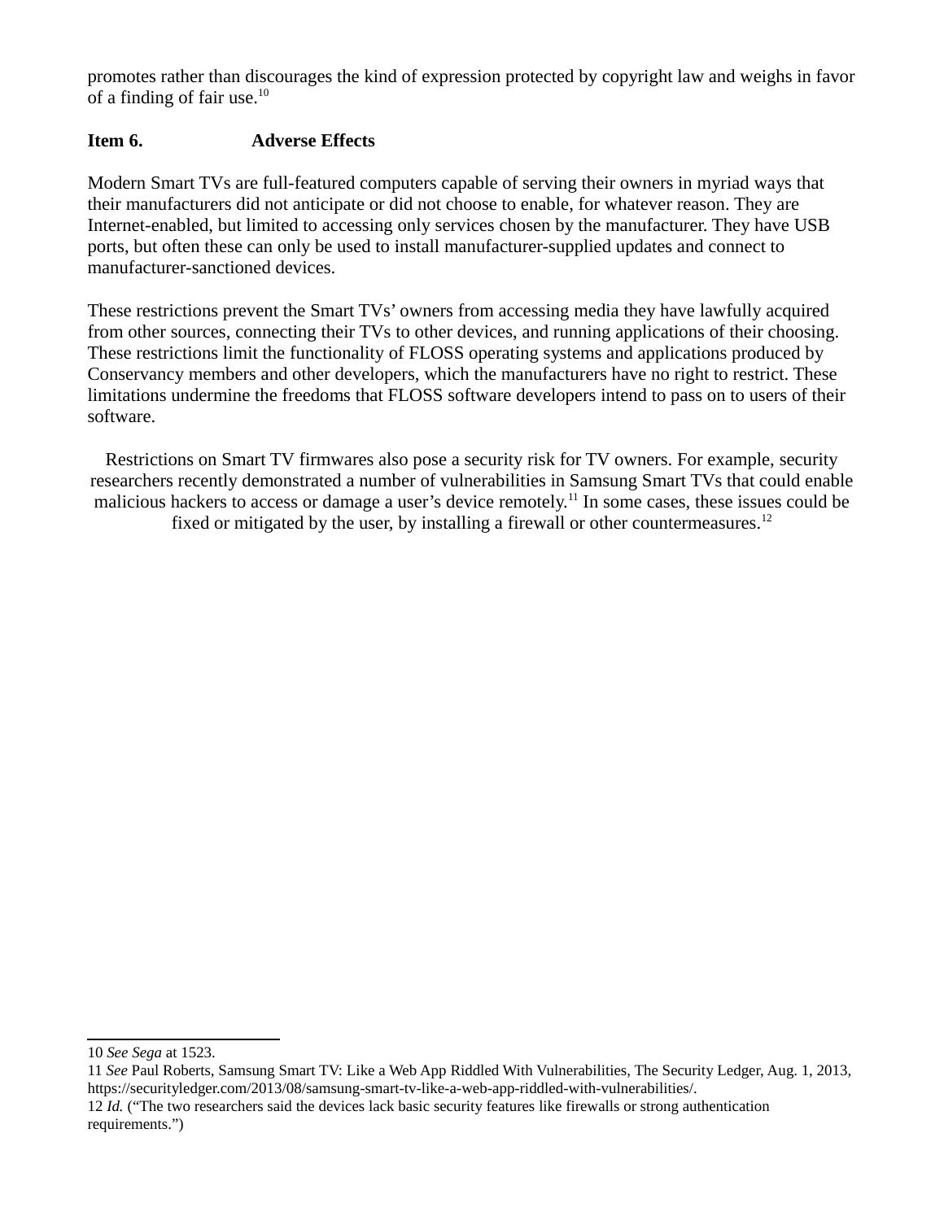promotes rather than discourages the kind of expression protected by copyright law and weighs in favor of a finding of fair use.[10]

**Item 6. Adverse Effects**

Modern Smart TVs are full-featured computers capable of serving their owners in myriad ways that their manufacturers did not anticipate or did not choose to enable, for whatever reason. They are Internet-enabled, but limited to accessing only services chosen by the manufacturer. They have USB ports, but often these can only be used to install manufacturer-supplied updates and connect to manufacturer-sanctioned devices.

These restrictions prevent the Smart TVs' owners from accessing media they have lawfully acquired from other sources, connecting their TVs to other devices, and running applications of their choosing. These restrictions limit the functionality of FLOSS operating systems and applications produced by Conservancy members and other developers, which the manufacturers have no right to restrict. These limitations undermine the freedoms that FLOSS software developers intend to pass on to users of their software.

Restrictions on Smart TV firmwares also pose a security risk for TV owners. For example, security researchers recently demonstrated a number of vulnerabilities in Samsung Smart TVs that could enable malicious hackers to access or damage a user's device remotely.[11] In some cases, these issues could be fixed or mitigated by the user, by installing a firewall or other countermeasures.[12]

---

10 *See Sega* at 1523.

11 *See* Paul Roberts, Samsung Smart TV: Like a Web App Riddled With Vulnerabilities, The Security Ledger, Aug. 1, 2013, https://securityledger.com/2013/08/samsung-smart-tv-like-a-web-app-riddled-with-vulnerabilities/.

12 *Id.* ("The two researchers said the devices lack basic security features like firewalls or strong authentication requirements.")